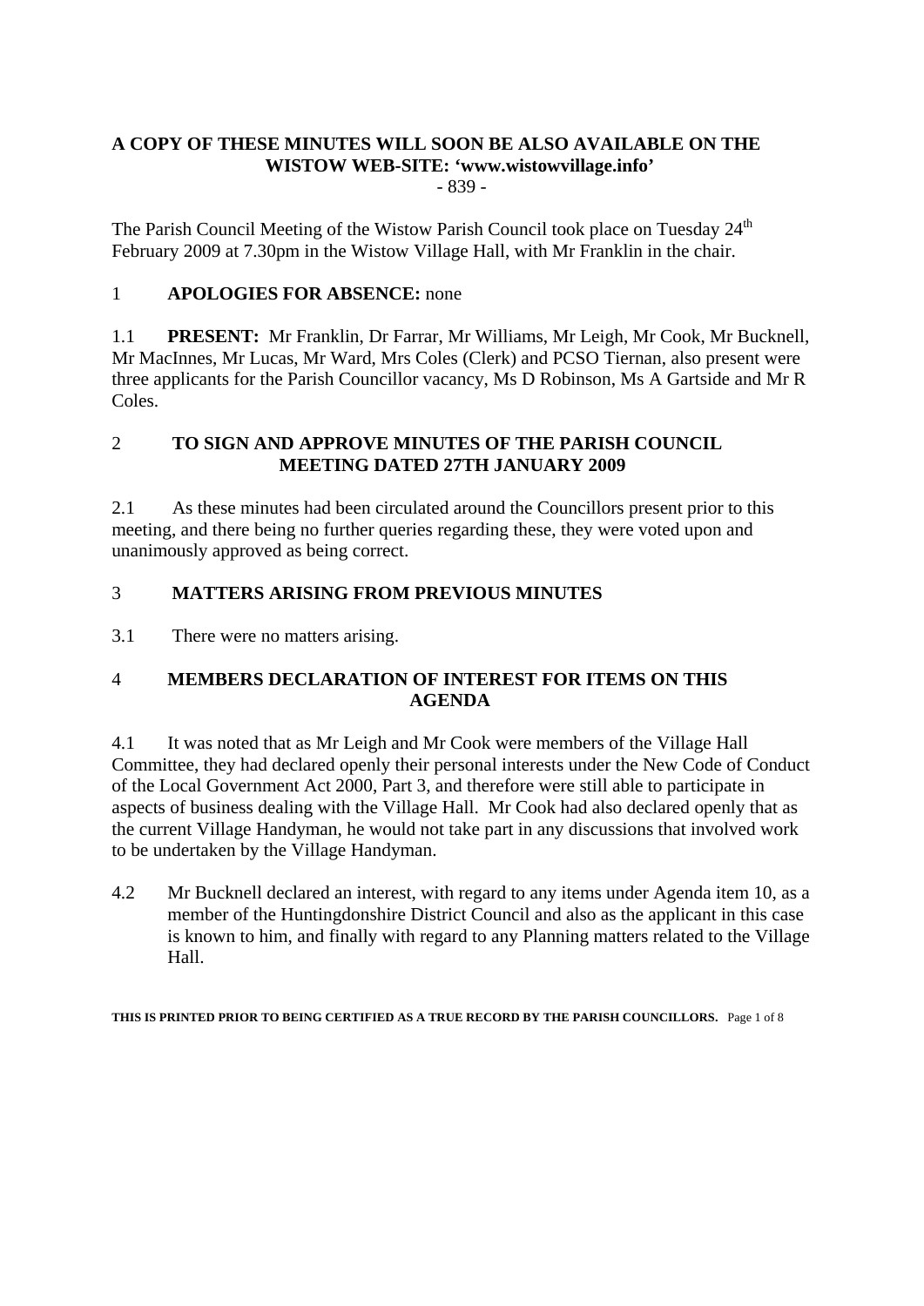**A COPY OF THESE MINUTES WILL SOON BE ALSO AVAILABLE ON THE WISTOW WEB-SITE: 'www.wistowvillage.info'**

\- 839 -

The Parish Council Meeting of the Wistow Parish Council took place on Tuesday 24th February 2009 at 7.30pm in the Wistow Village Hall, with Mr Franklin in the chair.

1 **APOLOGIES FOR ABSENCE:** none

1.1 **PRESENT:** Mr Franklin, Dr Farrar, Mr Williams, Mr Leigh, Mr Cook, Mr Bucknell, Mr MacInnes, Mr Lucas, Mr Ward, Mrs Coles (Clerk) and PCSO Tiernan, also present were three applicants for the Parish Councillor vacancy, Ms D Robinson, Ms A Gartside and Mr R Coles.

## 2 TO SIGN AND APPROVE MINUTES OF THE PARISH COUNCIL MEETING DATED 27TH JANUARY 2009

2.1 As these minutes had been circulated around the Councillors present prior to this meeting, and there being no further queries regarding these, they were voted upon and unanimously approved as being correct.

## 3 MATTERS ARISING FROM PREVIOUS MINUTES

3.1 There were no matters arising.

## 4 MEMBERS DECLARATION OF INTEREST FOR ITEMS ON THIS AGENDA

4.1 It was noted that as Mr Leigh and Mr Cook were members of the Village Hall Committee, they had declared openly their personal interests under the New Code of Conduct of the Local Government Act 2000, Part 3, and therefore were still able to participate in aspects of business dealing with the Village Hall. Mr Cook had also declared openly that as the current Village Handyman, he would not take part in any discussions that involved work to be undertaken by the Village Handyman.

4.2 Mr Bucknell declared an interest, with regard to any items under Agenda item 10, as a member of the Huntingdonshire District Council and also as the applicant in this case is known to him, and finally with regard to any Planning matters related to the Village Hall.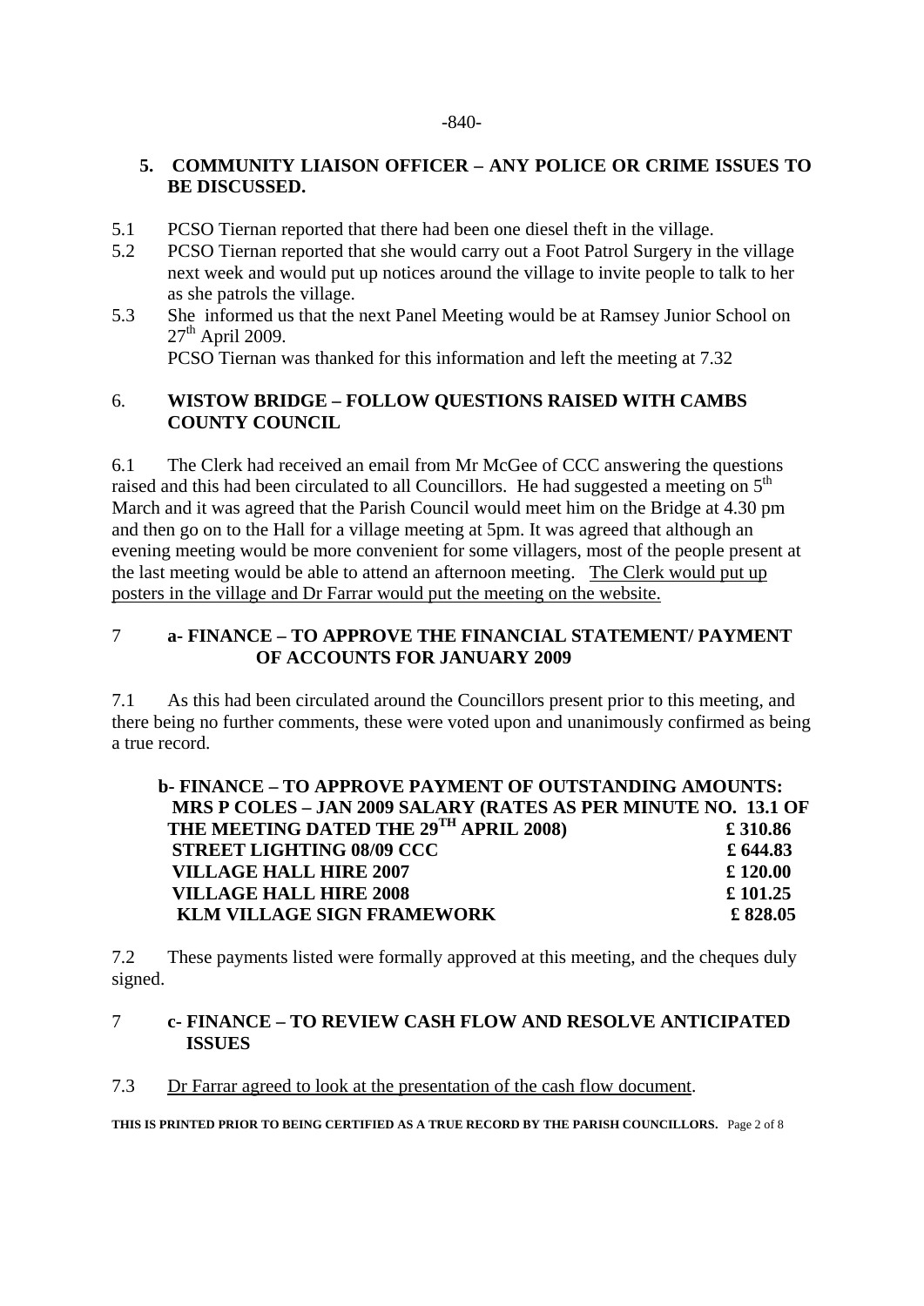-840-

## 5. COMMUNITY LIAISON OFFICER – ANY POLICE OR CRIME ISSUES TO BE DISCUSSED.

5.1 PCSO Tiernan reported that there had been one diesel theft in the village.

5.2 PCSO Tiernan reported that she would carry out a Foot Patrol Surgery in the village next week and would put up notices around the village to invite people to talk to her as she patrols the village.

5.3 She informed us that the next Panel Meeting would be at Ramsey Junior School on 27th April 2009.

PCSO Tiernan was thanked for this information and left the meeting at 7.32

## 6. WISTOW BRIDGE – FOLLOW QUESTIONS RAISED WITH CAMBS COUNTY COUNCIL

6.1 The Clerk had received an email from Mr McGee of CCC answering the questions raised and this had been circulated to all Councillors. He had suggested a meeting on 5th March and it was agreed that the Parish Council would meet him on the Bridge at 4.30 pm and then go on to the Hall for a village meeting at 5pm. It was agreed that although an evening meeting would be more convenient for some villagers, most of the people present at the last meeting would be able to attend an afternoon meeting. <u>The Clerk would put up posters in the village and Dr Farrar would put the meeting on the website.</u>

## 7 a- FINANCE – TO APPROVE THE FINANCIAL STATEMENT/ PAYMENT OF ACCOUNTS FOR JANUARY 2009

7.1 As this had been circulated around the Councillors present prior to this meeting, and there being no further comments, these were voted upon and unanimously confirmed as being a true record.

### b- FINANCE – TO APPROVE PAYMENT OF OUTSTANDING AMOUNTS:

| | |
|---|---|
| **MRS P COLES – JAN 2009 SALARY (RATES AS PER MINUTE NO. 13.1 OF THE MEETING DATED THE 29TH APRIL 2008)** | **£ 310.86** |
| **STREET LIGHTING 08/09 CCC** | **£ 644.83** |
| **VILLAGE HALL HIRE 2007** | **£ 120.00** |
| **VILLAGE HALL HIRE 2008** | **£ 101.25** |
| **KLM VILLAGE SIGN FRAMEWORK** | **£ 828.05** |

7.2 These payments listed were formally approved at this meeting, and the cheques duly signed.

## 7 c- FINANCE – TO REVIEW CASH FLOW AND RESOLVE ANTICIPATED ISSUES

7.3 <u>Dr Farrar agreed to look at the presentation of the cash flow document</u>.

**THIS IS PRINTED PRIOR TO BEING CERTIFIED AS A TRUE RECORD BY THE PARISH COUNCILLORS.**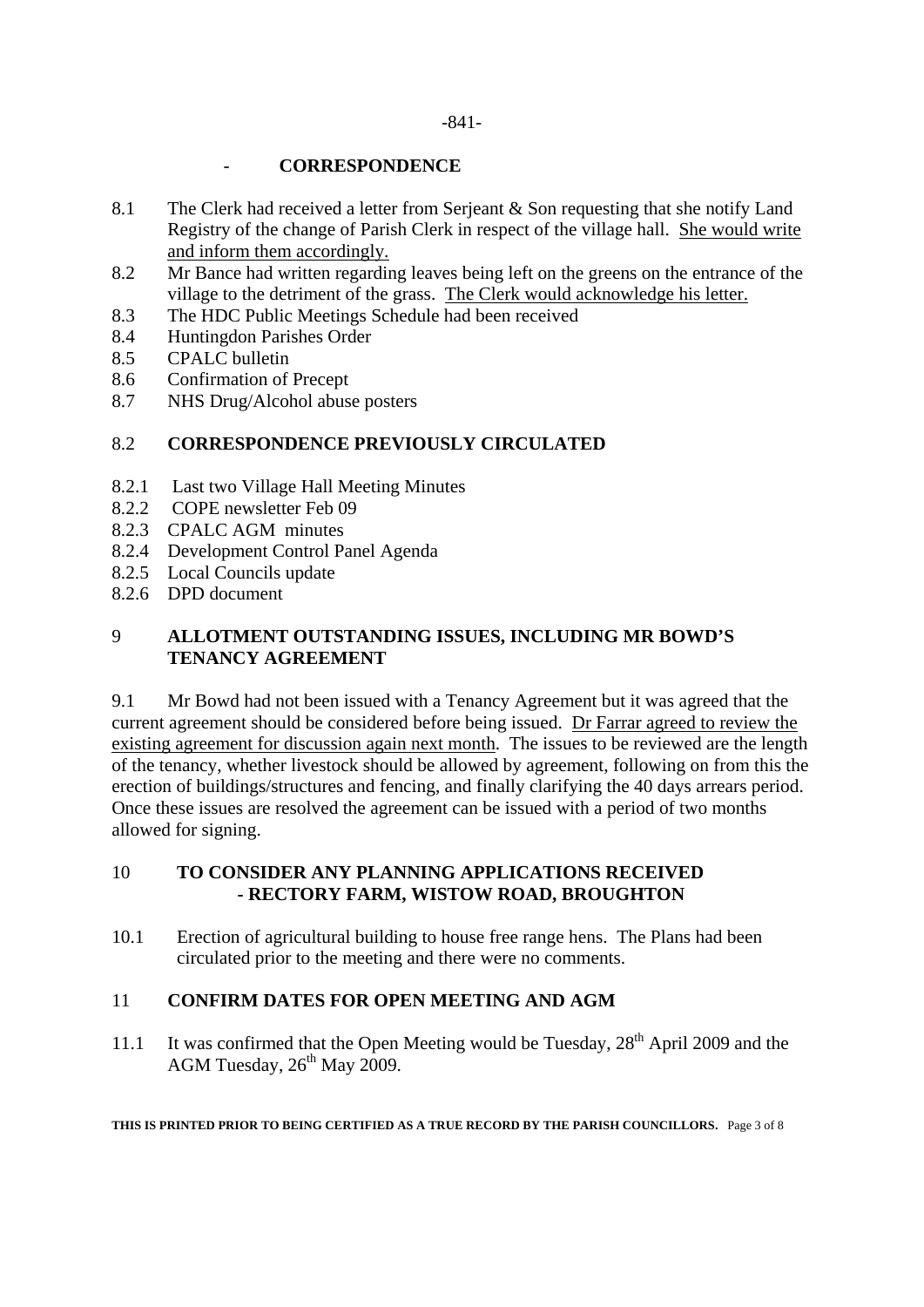## - CORRESPONDENCE

8.1 The Clerk had received a letter from Serjeant & Son requesting that she notify Land Registry of the change of Parish Clerk in respect of the village hall. She would write and inform them accordingly.

8.2 Mr Bance had written regarding leaves being left on the greens on the entrance of the village to the detriment of the grass. The Clerk would acknowledge his letter.

8.3 The HDC Public Meetings Schedule had been received

8.4 Huntingdon Parishes Order

8.5 CPALC bulletin

8.6 Confirmation of Precept

8.7 NHS Drug/Alcohol abuse posters

## 8.2 CORRESPONDENCE PREVIOUSLY CIRCULATED

8.2.1 Last two Village Hall Meeting Minutes

8.2.2 COPE newsletter Feb 09

8.2.3 CPALC AGM minutes

8.2.4 Development Control Panel Agenda

8.2.5 Local Councils update

8.2.6 DPD document

## 9 ALLOTMENT OUTSTANDING ISSUES, INCLUDING MR BOWD'S TENANCY AGREEMENT

9.1 Mr Bowd had not been issued with a Tenancy Agreement but it was agreed that the current agreement should be considered before being issued. Dr Farrar agreed to review the existing agreement for discussion again next month. The issues to be reviewed are the length of the tenancy, whether livestock should be allowed by agreement, following on from this the erection of buildings/structures and fencing, and finally clarifying the 40 days arrears period. Once these issues are resolved the agreement can be issued with a period of two months allowed for signing.

## 10 TO CONSIDER ANY PLANNING APPLICATIONS RECEIVED - RECTORY FARM, WISTOW ROAD, BROUGHTON

10.1 Erection of agricultural building to house free range hens. The Plans had been circulated prior to the meeting and there were no comments.

## 11 CONFIRM DATES FOR OPEN MEETING AND AGM

11.1 It was confirmed that the Open Meeting would be Tuesday, 28th April 2009 and the AGM Tuesday, 26th May 2009.

**THIS IS PRINTED PRIOR TO BEING CERTIFIED AS A TRUE RECORD BY THE PARISH COUNCILLORS.**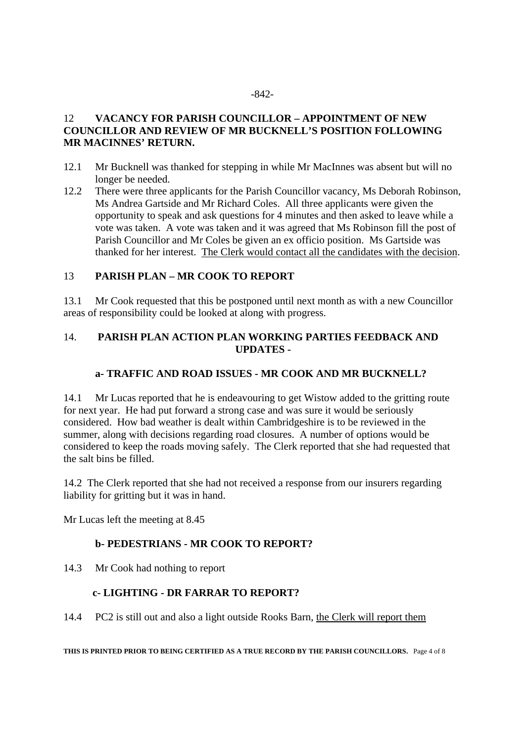-842-

## 12 VACANCY FOR PARISH COUNCILLOR – APPOINTMENT OF NEW COUNCILLOR AND REVIEW OF MR BUCKNELL'S POSITION FOLLOWING MR MACINNES' RETURN.

12.1 Mr Bucknell was thanked for stepping in while Mr MacInnes was absent but will no longer be needed.

12.2 There were three applicants for the Parish Councillor vacancy, Ms Deborah Robinson, Ms Andrea Gartside and Mr Richard Coles. All three applicants were given the opportunity to speak and ask questions for 4 minutes and then asked to leave while a vote was taken. A vote was taken and it was agreed that Ms Robinson fill the post of Parish Councillor and Mr Coles be given an ex officio position. Ms Gartside was thanked for her interest. <u>The Clerk would contact all the candidates with the decision</u>.

## 13 PARISH PLAN – MR COOK TO REPORT

13.1 Mr Cook requested that this be postponed until next month as with a new Councillor areas of responsibility could be looked at along with progress.

## 14. PARISH PLAN ACTION PLAN WORKING PARTIES FEEDBACK AND UPDATES -

### a- TRAFFIC AND ROAD ISSUES - MR COOK AND MR BUCKNELL?

14.1 Mr Lucas reported that he is endeavouring to get Wistow added to the gritting route for next year. He had put forward a strong case and was sure it would be seriously considered. How bad weather is dealt within Cambridgeshire is to be reviewed in the summer, along with decisions regarding road closures. A number of options would be considered to keep the roads moving safely. The Clerk reported that she had requested that the salt bins be filled.

14.2 The Clerk reported that she had not received a response from our insurers regarding liability for gritting but it was in hand.

Mr Lucas left the meeting at 8.45

### b- PEDESTRIANS - MR COOK TO REPORT?

14.3 Mr Cook had nothing to report

### c- LIGHTING - DR FARRAR TO REPORT?

14.4 PC2 is still out and also a light outside Rooks Barn, <u>the Clerk will report them</u>

**THIS IS PRINTED PRIOR TO BEING CERTIFIED AS A TRUE RECORD BY THE PARISH COUNCILLORS.**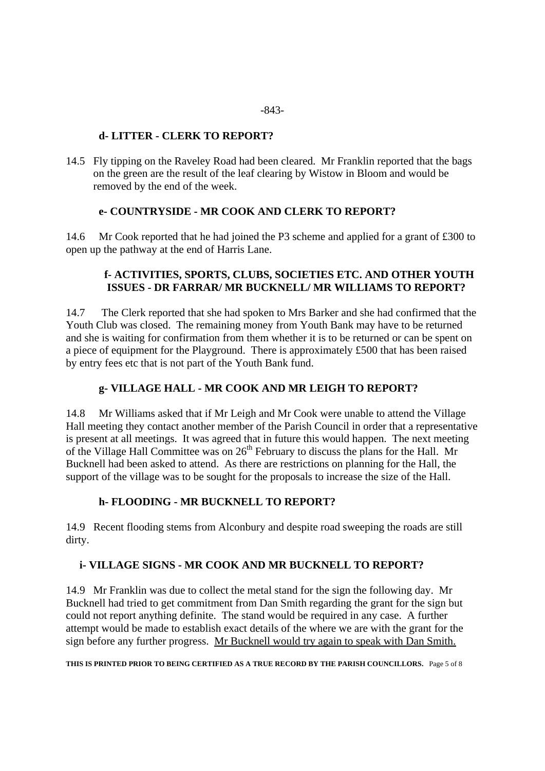**d- LITTER - CLERK TO REPORT?**

14.5 Fly tipping on the Raveley Road had been cleared. Mr Franklin reported that the bags on the green are the result of the leaf clearing by Wistow in Bloom and would be removed by the end of the week.

**e- COUNTRYSIDE - MR COOK AND CLERK TO REPORT?**

14.6 Mr Cook reported that he had joined the P3 scheme and applied for a grant of £300 to open up the pathway at the end of Harris Lane.

**f- ACTIVITIES, SPORTS, CLUBS, SOCIETIES ETC. AND OTHER YOUTH ISSUES - DR FARRAR/ MR BUCKNELL/ MR WILLIAMS TO REPORT?**

14.7 The Clerk reported that she had spoken to Mrs Barker and she had confirmed that the Youth Club was closed. The remaining money from Youth Bank may have to be returned and she is waiting for confirmation from them whether it is to be returned or can be spent on a piece of equipment for the Playground. There is approximately £500 that has been raised by entry fees etc that is not part of the Youth Bank fund.

**g- VILLAGE HALL - MR COOK AND MR LEIGH TO REPORT?**

14.8 Mr Williams asked that if Mr Leigh and Mr Cook were unable to attend the Village Hall meeting they contact another member of the Parish Council in order that a representative is present at all meetings. It was agreed that in future this would happen. The next meeting of the Village Hall Committee was on 26th February to discuss the plans for the Hall. Mr Bucknell had been asked to attend. As there are restrictions on planning for the Hall, the support of the village was to be sought for the proposals to increase the size of the Hall.

**h- FLOODING - MR BUCKNELL TO REPORT?**

14.9 Recent flooding stems from Alconbury and despite road sweeping the roads are still dirty.

**i- VILLAGE SIGNS - MR COOK AND MR BUCKNELL TO REPORT?**

14.9 Mr Franklin was due to collect the metal stand for the sign the following day. Mr Bucknell had tried to get commitment from Dan Smith regarding the grant for the sign but could not report anything definite. The stand would be required in any case. A further attempt would be made to establish exact details of the where we are with the grant for the sign before any further progress. <u>Mr Bucknell would try again to speak with Dan Smith.</u>

**THIS IS PRINTED PRIOR TO BEING CERTIFIED AS A TRUE RECORD BY THE PARISH COUNCILLORS.**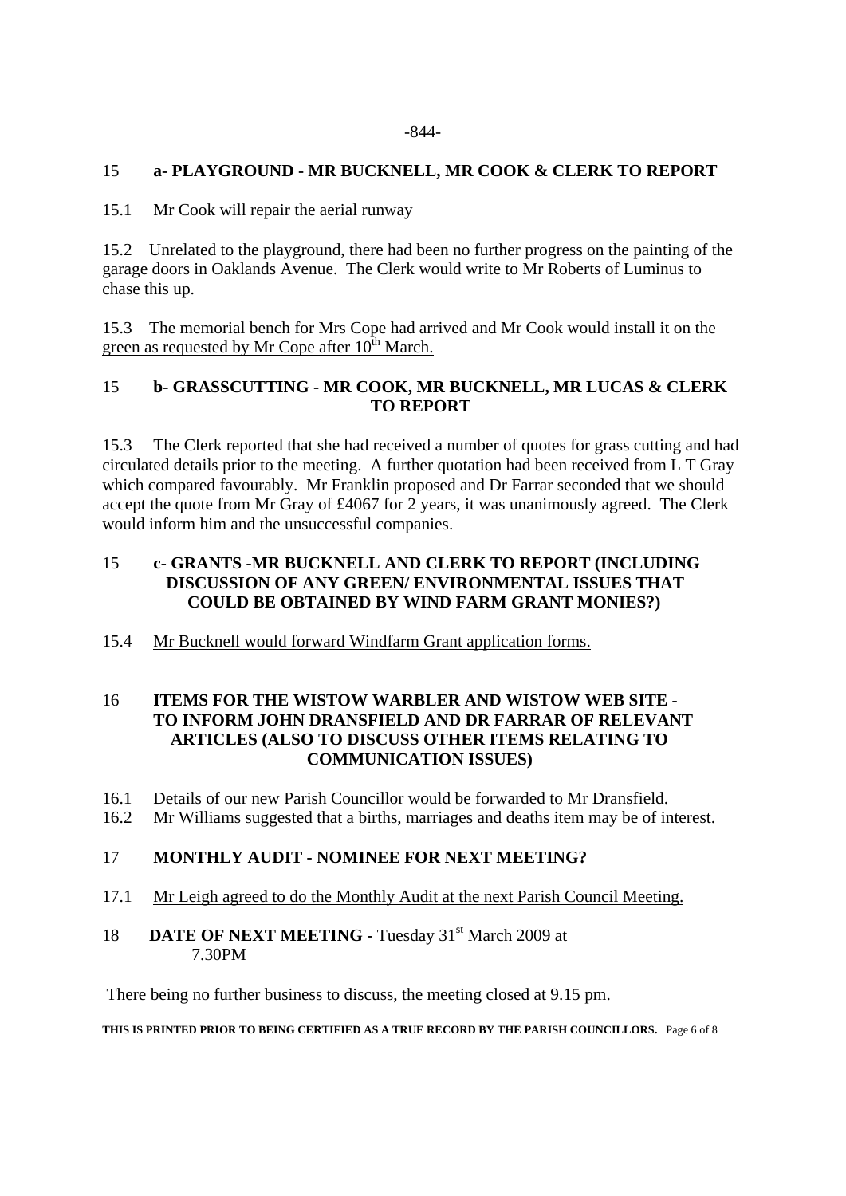## 15 a- PLAYGROUND - MR BUCKNELL, MR COOK & CLERK TO REPORT

15.1 Mr Cook will repair the aerial runway

15.2 Unrelated to the playground, there had been no further progress on the painting of the garage doors in Oaklands Avenue. The Clerk would write to Mr Roberts of Luminus to chase this up.

15.3 The memorial bench for Mrs Cope had arrived and Mr Cook would install it on the green as requested by Mr Cope after 10th March.

## 15 b- GRASSCUTTING - MR COOK, MR BUCKNELL, MR LUCAS & CLERK TO REPORT

15.3 The Clerk reported that she had received a number of quotes for grass cutting and had circulated details prior to the meeting. A further quotation had been received from L T Gray which compared favourably. Mr Franklin proposed and Dr Farrar seconded that we should accept the quote from Mr Gray of £4067 for 2 years, it was unanimously agreed. The Clerk would inform him and the unsuccessful companies.

## 15 c- GRANTS -MR BUCKNELL AND CLERK TO REPORT (INCLUDING DISCUSSION OF ANY GREEN/ ENVIRONMENTAL ISSUES THAT COULD BE OBTAINED BY WIND FARM GRANT MONIES?)

15.4 Mr Bucknell would forward Windfarm Grant application forms.

## 16 ITEMS FOR THE WISTOW WARBLER AND WISTOW WEB SITE - TO INFORM JOHN DRANSFIELD AND DR FARRAR OF RELEVANT ARTICLES (ALSO TO DISCUSS OTHER ITEMS RELATING TO COMMUNICATION ISSUES)

16.1 Details of our new Parish Councillor would be forwarded to Mr Dransfield.

16.2 Mr Williams suggested that a births, marriages and deaths item may be of interest.

## 17 MONTHLY AUDIT - NOMINEE FOR NEXT MEETING?

17.1 Mr Leigh agreed to do the Monthly Audit at the next Parish Council Meeting.

## 18 DATE OF NEXT MEETING - Tuesday 31st March 2009 at 7.30PM

There being no further business to discuss, the meeting closed at 9.15 pm.

**THIS IS PRINTED PRIOR TO BEING CERTIFIED AS A TRUE RECORD BY THE PARISH COUNCILLORS.**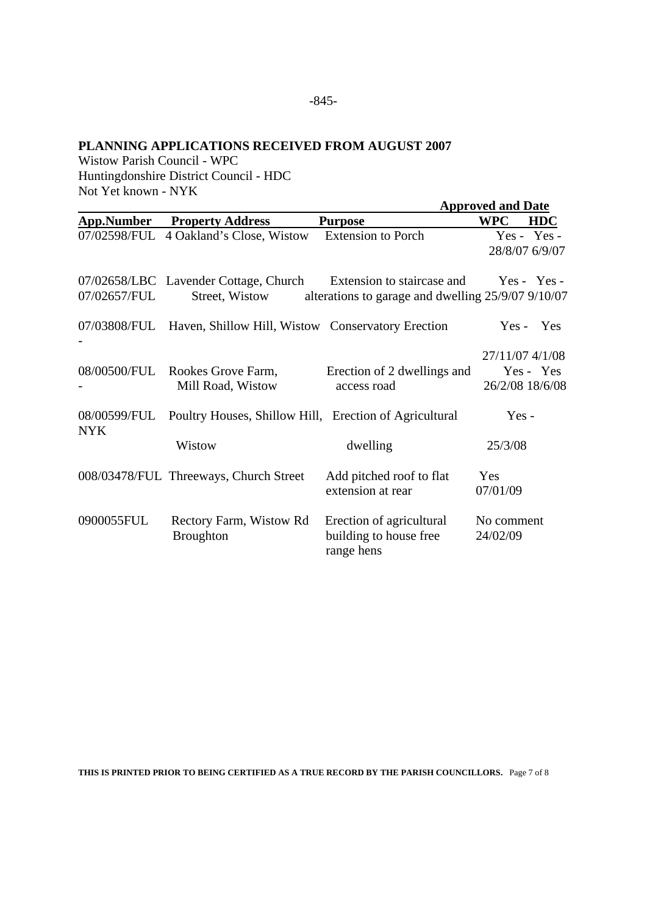-845-

**PLANNING APPLICATIONS RECEIVED FROM AUGUST 2007**

Wistow Parish Council - WPC
Huntingdonshire District Council - HDC
Not Yet known - NYK

| | | | Approved and Date | |
|---|---|---|---|---|
| **App.Number** | **Property Address** | **Purpose** | **WPC** | **HDC** |
| 07/02598/FUL | 4 Oakland's Close, Wistow | Extension to Porch | Yes - 28/8/07 | Yes - 6/9/07 |
| 07/02658/LBC 07/02657/FUL | Lavender Cottage, Church Street, Wistow | Extension to staircase and alterations to garage and dwelling | Yes - 25/9/07 | Yes - 9/10/07 |
| 07/03808/FUL - | Haven, Shillow Hill, Wistow | Conservatory Erection | Yes - 27/11/07 | Yes 4/1/08 |
| 08/00500/FUL - | Rookes Grove Farm, Mill Road, Wistow | Erection of 2 dwellings and access road | Yes - 26/2/08 | Yes 18/6/08 |
| 08/00599/FUL NYK | Poultry Houses, Shillow Hill, Wistow | Erection of Agricultural dwelling | Yes - 25/3/08 | |
| 008/03478/FUL | Threeways, Church Street | Add pitched roof to flat extension at rear | Yes 07/01/09 | |
| 0900055FUL | Rectory Farm, Wistow Rd Broughton | Erection of agricultural building to house free range hens | No comment 24/02/09 | |

**THIS IS PRINTED PRIOR TO BEING CERTIFIED AS A TRUE RECORD BY THE PARISH COUNCILLORS.**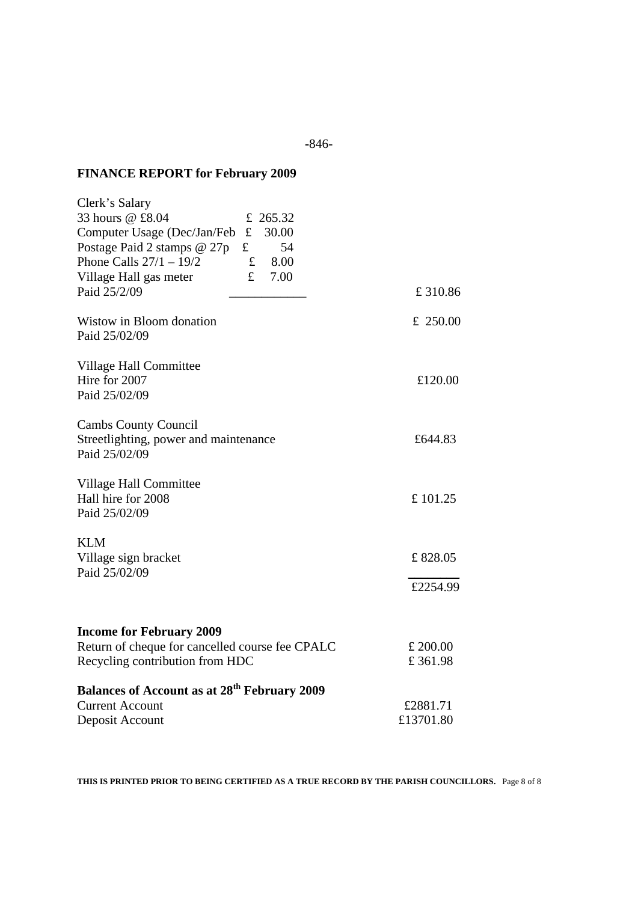-846-

**FINANCE REPORT for February 2009**

| | | |
|---|---|---|
| Clerk's Salary | | |
| 33 hours @ £8.04 | £ 265.32 | |
| Computer Usage (Dec/Jan/Feb | £ 30.00 | |
| Postage Paid 2 stamps @ 27p | £ 54 | |
| Phone Calls 27/1 – 19/2 | £ 8.00 | |
| Village Hall gas meter | £ 7.00 | |
| Paid 25/2/09 | | £ 310.86 |
| Wistow in Bloom donation | | £ 250.00 |
| Paid 25/02/09 | | |
| Village Hall Committee | | |
| Hire for 2007 | | £120.00 |
| Paid 25/02/09 | | |
| Cambs County Council | | |
| Streetlighting, power and maintenance | | £644.83 |
| Paid 25/02/09 | | |
| Village Hall Committee | | |
| Hall hire for 2008 | | £ 101.25 |
| Paid 25/02/09 | | |
| KLM | | |
| Village sign bracket | | £ 828.05 |
| Paid 25/02/09 | | |
| | | £2254.99 |

**Income for February 2009**

| | |
|---|---|
| Return of cheque for cancelled course fee CPALC | £ 200.00 |
| Recycling contribution from HDC | £ 361.98 |

**Balances of Account as at 28th February 2009**

| | |
|---|---|
| Current Account | £2881.71 |
| Deposit Account | £13701.80 |

**THIS IS PRINTED PRIOR TO BEING CERTIFIED AS A TRUE RECORD BY THE PARISH COUNCILLORS.**